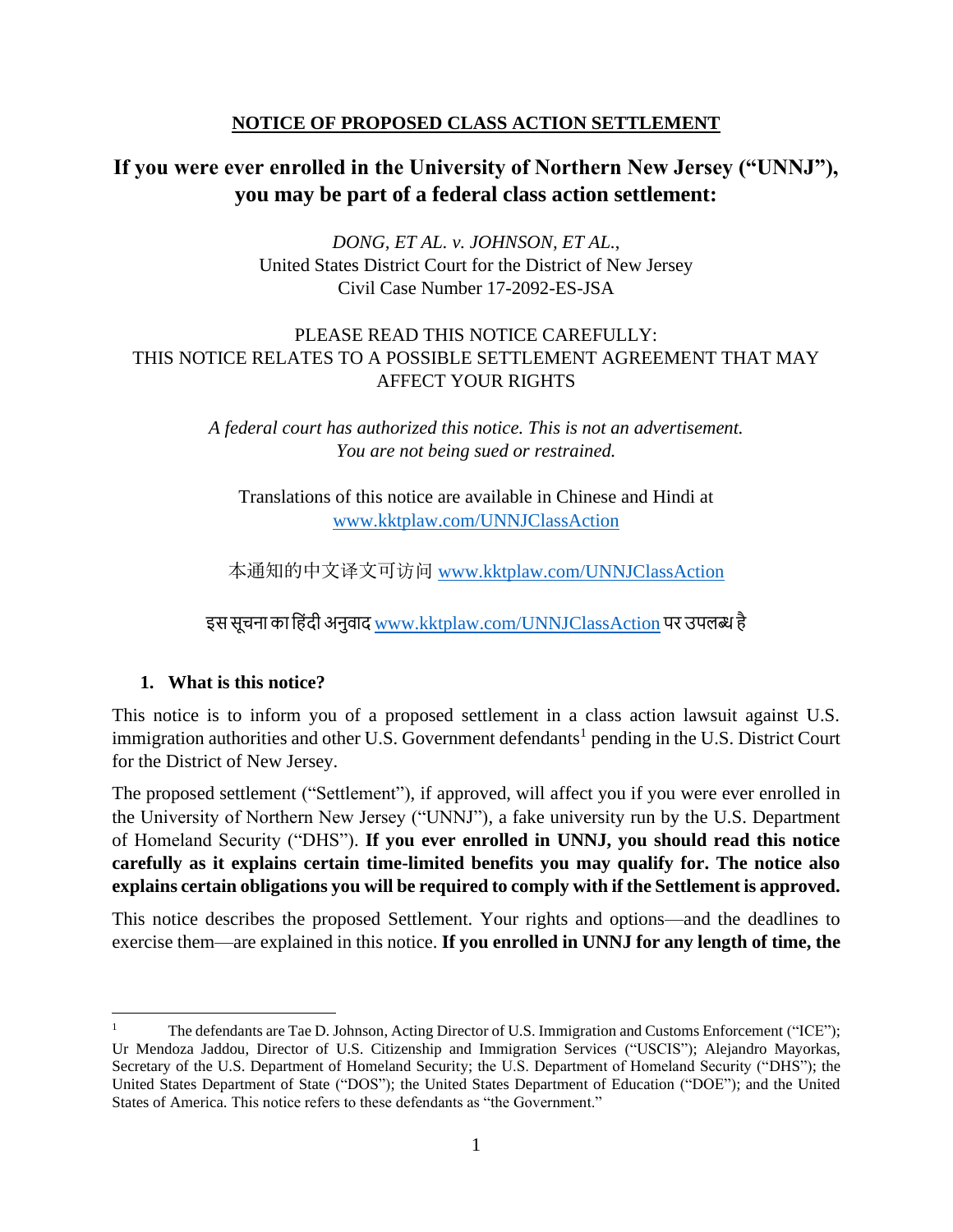**NOTICE OF PROPOSED CLASS ACTION SETTLEMENT**

# If you were ever enrolled in the University of Northern New Jersey ("UNNJ"), you may be part of a federal class action settlement:

*DONG, ET AL. v. JOHNSON, ET AL.*,
United States District Court for the District of New Jersey
Civil Case Number 17-2092-ES-JSA

PLEASE READ THIS NOTICE CAREFULLY:
THIS NOTICE RELATES TO A POSSIBLE SETTLEMENT AGREEMENT THAT MAY AFFECT YOUR RIGHTS

*A federal court has authorized this notice. This is not an advertisement.*
*You are not being sued or restrained.*

Translations of this notice are available in Chinese and Hindi at www.kktplaw.com/UNNJClassAction

本通知的中文译文可访问 www.kktplaw.com/UNNJClassAction

इस सूचना का हिंदी अनुवाद www.kktplaw.com/UNNJClassAction पर उपलब्ध है

## 1. What is this notice?

This notice is to inform you of a proposed settlement in a class action lawsuit against U.S. immigration authorities and other U.S. Government defendants[1] pending in the U.S. District Court for the District of New Jersey.

The proposed settlement ("Settlement"), if approved, will affect you if you were ever enrolled in the University of Northern New Jersey ("UNNJ"), a fake university run by the U.S. Department of Homeland Security ("DHS"). **If you ever enrolled in UNNJ, you should read this notice carefully as it explains certain time-limited benefits you may qualify for. The notice also explains certain obligations you will be required to comply with if the Settlement is approved.**

This notice describes the proposed Settlement. Your rights and options—and the deadlines to exercise them—are explained in this notice. **If you enrolled in UNNJ for any length of time, the**

[1] The defendants are Tae D. Johnson, Acting Director of U.S. Immigration and Customs Enforcement ("ICE"); Ur Mendoza Jaddou, Director of U.S. Citizenship and Immigration Services ("USCIS"); Alejandro Mayorkas, Secretary of the U.S. Department of Homeland Security; the U.S. Department of Homeland Security ("DHS"); the United States Department of State ("DOS"); the United States Department of Education ("DOE"); and the United States of America. This notice refers to these defendants as "the Government."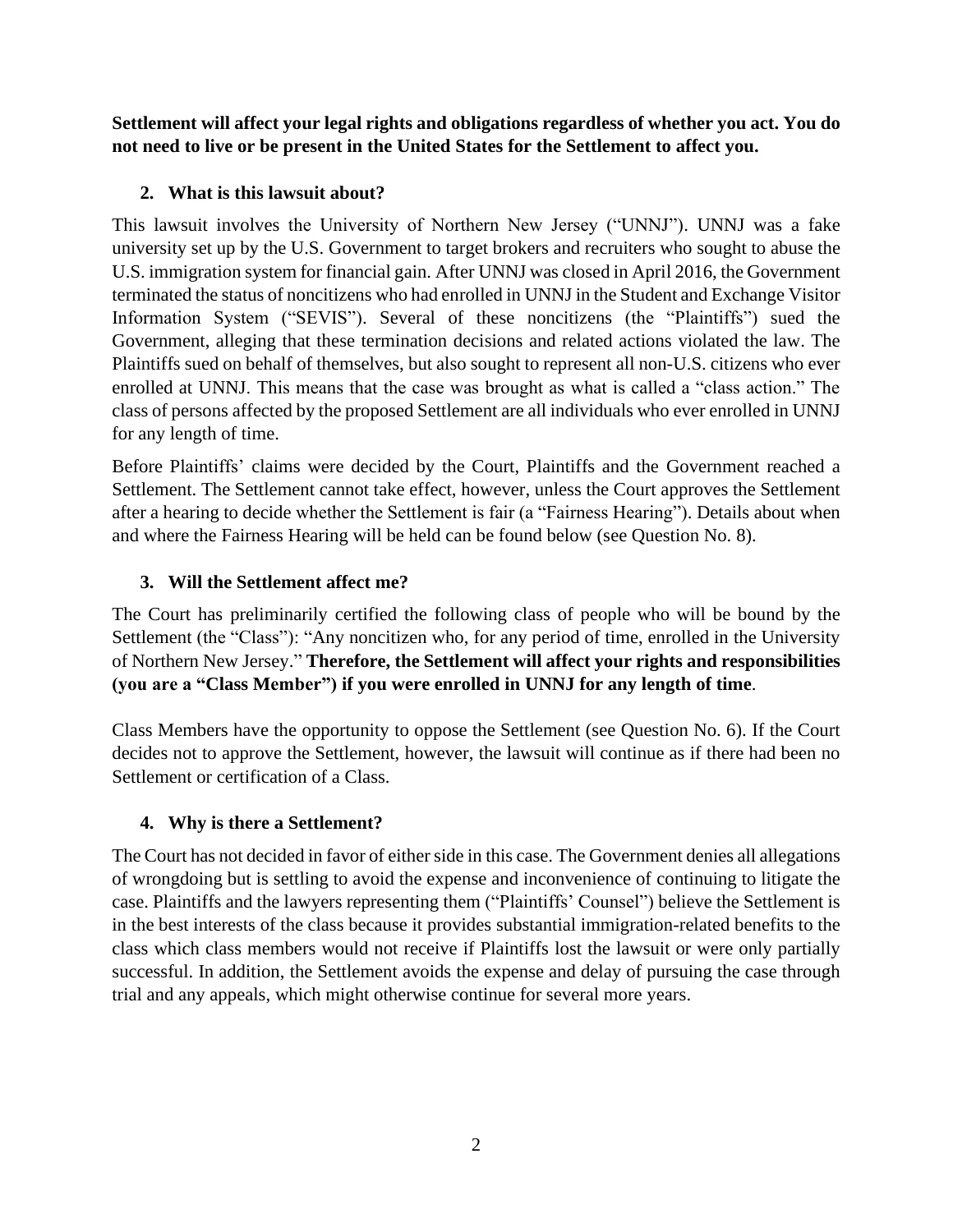**Settlement will affect your legal rights and obligations regardless of whether you act. You do not need to live or be present in the United States for the Settlement to affect you.**

## 2. What is this lawsuit about?

This lawsuit involves the University of Northern New Jersey ("UNNJ"). UNNJ was a fake university set up by the U.S. Government to target brokers and recruiters who sought to abuse the U.S. immigration system for financial gain. After UNNJ was closed in April 2016, the Government terminated the status of noncitizens who had enrolled in UNNJ in the Student and Exchange Visitor Information System ("SEVIS"). Several of these noncitizens (the "Plaintiffs") sued the Government, alleging that these termination decisions and related actions violated the law. The Plaintiffs sued on behalf of themselves, but also sought to represent all non-U.S. citizens who ever enrolled at UNNJ. This means that the case was brought as what is called a "class action." The class of persons affected by the proposed Settlement are all individuals who ever enrolled in UNNJ for any length of time.

Before Plaintiffs' claims were decided by the Court, Plaintiffs and the Government reached a Settlement. The Settlement cannot take effect, however, unless the Court approves the Settlement after a hearing to decide whether the Settlement is fair (a "Fairness Hearing"). Details about when and where the Fairness Hearing will be held can be found below (see Question No. 8).

## 3. Will the Settlement affect me?

The Court has preliminarily certified the following class of people who will be bound by the Settlement (the "Class"): "Any noncitizen who, for any period of time, enrolled in the University of Northern New Jersey." **Therefore, the Settlement will affect your rights and responsibilities (you are a "Class Member") if you were enrolled in UNNJ for any length of time**.

Class Members have the opportunity to oppose the Settlement (see Question No. 6). If the Court decides not to approve the Settlement, however, the lawsuit will continue as if there had been no Settlement or certification of a Class.

## 4. Why is there a Settlement?

The Court has not decided in favor of either side in this case. The Government denies all allegations of wrongdoing but is settling to avoid the expense and inconvenience of continuing to litigate the case. Plaintiffs and the lawyers representing them ("Plaintiffs' Counsel") believe the Settlement is in the best interests of the class because it provides substantial immigration-related benefits to the class which class members would not receive if Plaintiffs lost the lawsuit or were only partially successful. In addition, the Settlement avoids the expense and delay of pursuing the case through trial and any appeals, which might otherwise continue for several more years.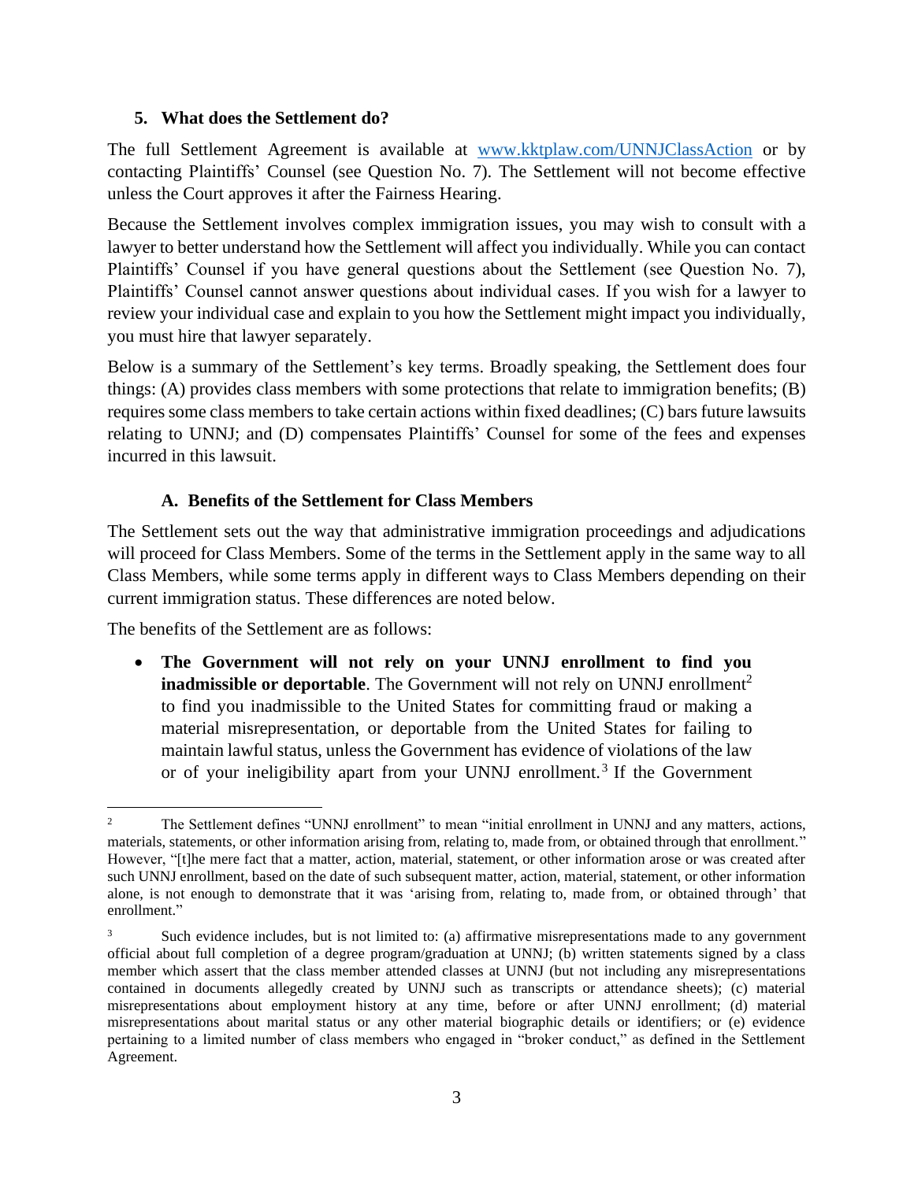### 5. What does the Settlement do?

The full Settlement Agreement is available at www.kktplaw.com/UNNJClassAction or by contacting Plaintiffs' Counsel (see Question No. 7). The Settlement will not become effective unless the Court approves it after the Fairness Hearing.

Because the Settlement involves complex immigration issues, you may wish to consult with a lawyer to better understand how the Settlement will affect you individually. While you can contact Plaintiffs' Counsel if you have general questions about the Settlement (see Question No. 7), Plaintiffs' Counsel cannot answer questions about individual cases. If you wish for a lawyer to review your individual case and explain to you how the Settlement might impact you individually, you must hire that lawyer separately.

Below is a summary of the Settlement's key terms. Broadly speaking, the Settlement does four things: (A) provides class members with some protections that relate to immigration benefits; (B) requires some class members to take certain actions within fixed deadlines; (C) bars future lawsuits relating to UNNJ; and (D) compensates Plaintiffs' Counsel for some of the fees and expenses incurred in this lawsuit.

#### A. Benefits of the Settlement for Class Members

The Settlement sets out the way that administrative immigration proceedings and adjudications will proceed for Class Members. Some of the terms in the Settlement apply in the same way to all Class Members, while some terms apply in different ways to Class Members depending on their current immigration status. These differences are noted below.

The benefits of the Settlement are as follows:

- **The Government will not rely on your UNNJ enrollment to find you inadmissible or deportable**. The Government will not rely on UNNJ enrollment[2] to find you inadmissible to the United States for committing fraud or making a material misrepresentation, or deportable from the United States for failing to maintain lawful status, unless the Government has evidence of violations of the law or of your ineligibility apart from your UNNJ enrollment.[3] If the Government

---

[2] The Settlement defines "UNNJ enrollment" to mean "initial enrollment in UNNJ and any matters, actions, materials, statements, or other information arising from, relating to, made from, or obtained through that enrollment." However, "[t]he mere fact that a matter, action, material, statement, or other information arose or was created after such UNNJ enrollment, based on the date of such subsequent matter, action, material, statement, or other information alone, is not enough to demonstrate that it was 'arising from, relating to, made from, or obtained through' that enrollment."

[3] Such evidence includes, but is not limited to: (a) affirmative misrepresentations made to any government official about full completion of a degree program/graduation at UNNJ; (b) written statements signed by a class member which assert that the class member attended classes at UNNJ (but not including any misrepresentations contained in documents allegedly created by UNNJ such as transcripts or attendance sheets); (c) material misrepresentations about employment history at any time, before or after UNNJ enrollment; (d) material misrepresentations about marital status or any other material biographic details or identifiers; or (e) evidence pertaining to a limited number of class members who engaged in "broker conduct," as defined in the Settlement Agreement.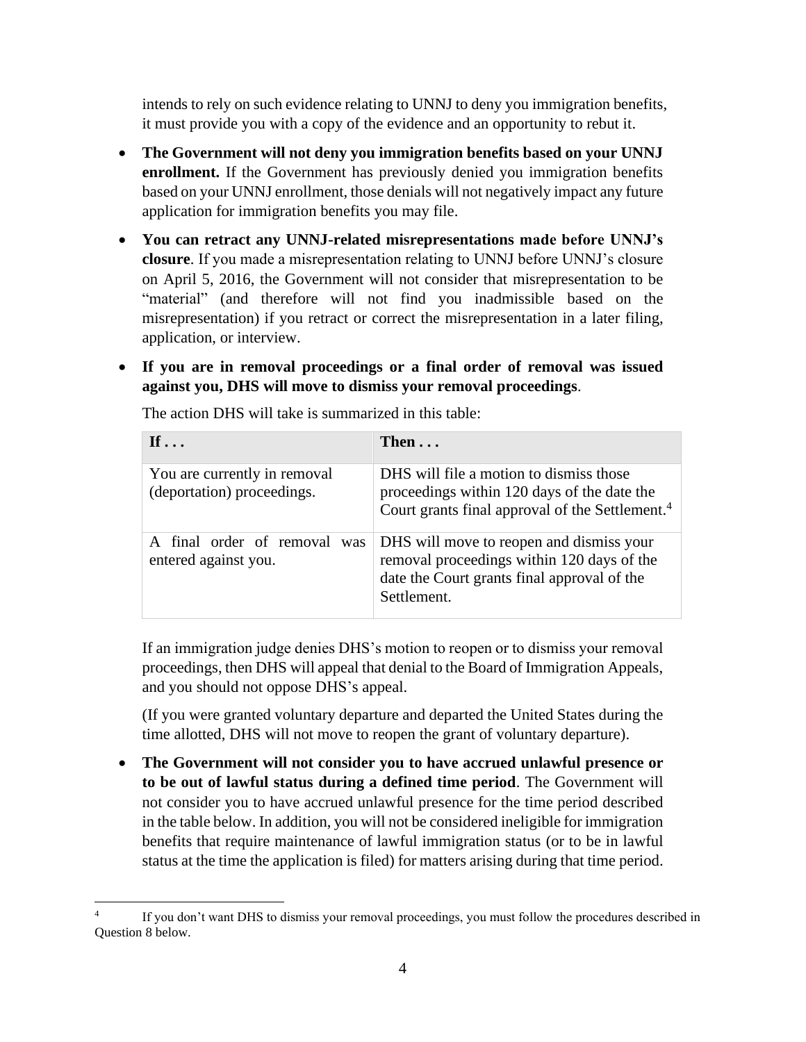intends to rely on such evidence relating to UNNJ to deny you immigration benefits, it must provide you with a copy of the evidence and an opportunity to rebut it.

- **The Government will not deny you immigration benefits based on your UNNJ enrollment.** If the Government has previously denied you immigration benefits based on your UNNJ enrollment, those denials will not negatively impact any future application for immigration benefits you may file.

- **You can retract any UNNJ-related misrepresentations made before UNNJ's closure**. If you made a misrepresentation relating to UNNJ before UNNJ's closure on April 5, 2016, the Government will not consider that misrepresentation to be "material" (and therefore will not find you inadmissible based on the misrepresentation) if you retract or correct the misrepresentation in a later filing, application, or interview.

- **If you are in removal proceedings or a final order of removal was issued against you, DHS will move to dismiss your removal proceedings**.

  The action DHS will take is summarized in this table:

  | If . . . | Then . . . |
  | --- | --- |
  | You are currently in removal (deportation) proceedings. | DHS will file a motion to dismiss those proceedings within 120 days of the date the Court grants final approval of the Settlement.[4] |
  | A final order of removal was entered against you. | DHS will move to reopen and dismiss your removal proceedings within 120 days of the date the Court grants final approval of the Settlement. |

  If an immigration judge denies DHS's motion to reopen or to dismiss your removal proceedings, then DHS will appeal that denial to the Board of Immigration Appeals, and you should not oppose DHS's appeal.

  (If you were granted voluntary departure and departed the United States during the time allotted, DHS will not move to reopen the grant of voluntary departure).

- **The Government will not consider you to have accrued unlawful presence or to be out of lawful status during a defined time period**. The Government will not consider you to have accrued unlawful presence for the time period described in the table below. In addition, you will not be considered ineligible for immigration benefits that require maintenance of lawful immigration status (or to be in lawful status at the time the application is filed) for matters arising during that time period.

---

[4] If you don't want DHS to dismiss your removal proceedings, you must follow the procedures described in Question 8 below.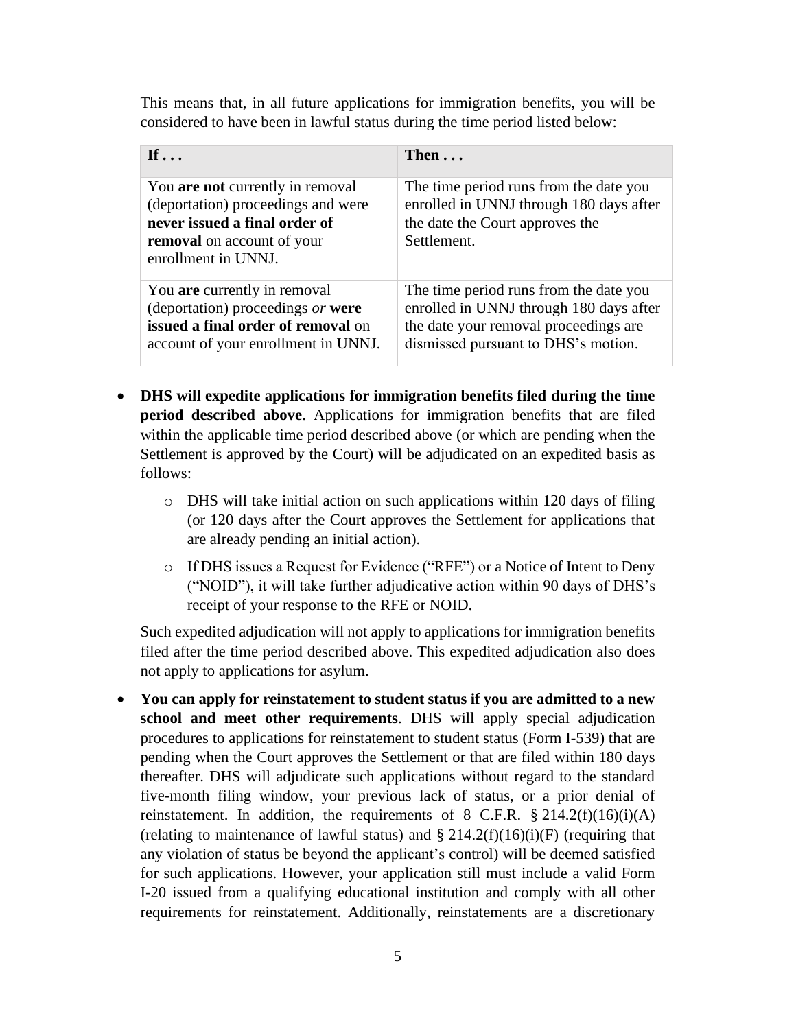This means that, in all future applications for immigration benefits, you will be considered to have been in lawful status during the time period listed below:

| **If . . .** | **Then . . .** |
| --- | --- |
| You **are not** currently in removal (deportation) proceedings and were **never issued a final order of removal** on account of your enrollment in UNNJ. | The time period runs from the date you enrolled in UNNJ through 180 days after the date the Court approves the Settlement. |
| You **are** currently in removal (deportation) proceedings *or* **were issued a final order of removal** on account of your enrollment in UNNJ. | The time period runs from the date you enrolled in UNNJ through 180 days after the date your removal proceedings are dismissed pursuant to DHS's motion. |

- **DHS will expedite applications for immigration benefits filed during the time period described above**. Applications for immigration benefits that are filed within the applicable time period described above (or which are pending when the Settlement is approved by the Court) will be adjudicated on an expedited basis as follows:
  - DHS will take initial action on such applications within 120 days of filing (or 120 days after the Court approves the Settlement for applications that are already pending an initial action).
  - If DHS issues a Request for Evidence ("RFE") or a Notice of Intent to Deny ("NOID"), it will take further adjudicative action within 90 days of DHS's receipt of your response to the RFE or NOID.

  Such expedited adjudication will not apply to applications for immigration benefits filed after the time period described above. This expedited adjudication also does not apply to applications for asylum.

- **You can apply for reinstatement to student status if you are admitted to a new school and meet other requirements**. DHS will apply special adjudication procedures to applications for reinstatement to student status (Form I-539) that are pending when the Court approves the Settlement or that are filed within 180 days thereafter. DHS will adjudicate such applications without regard to the standard five-month filing window, your previous lack of status, or a prior denial of reinstatement. In addition, the requirements of 8 C.F.R. § 214.2(f)(16)(i)(A) (relating to maintenance of lawful status) and § 214.2(f)(16)(i)(F) (requiring that any violation of status be beyond the applicant's control) will be deemed satisfied for such applications. However, your application still must include a valid Form I-20 issued from a qualifying educational institution and comply with all other requirements for reinstatement. Additionally, reinstatements are a discretionary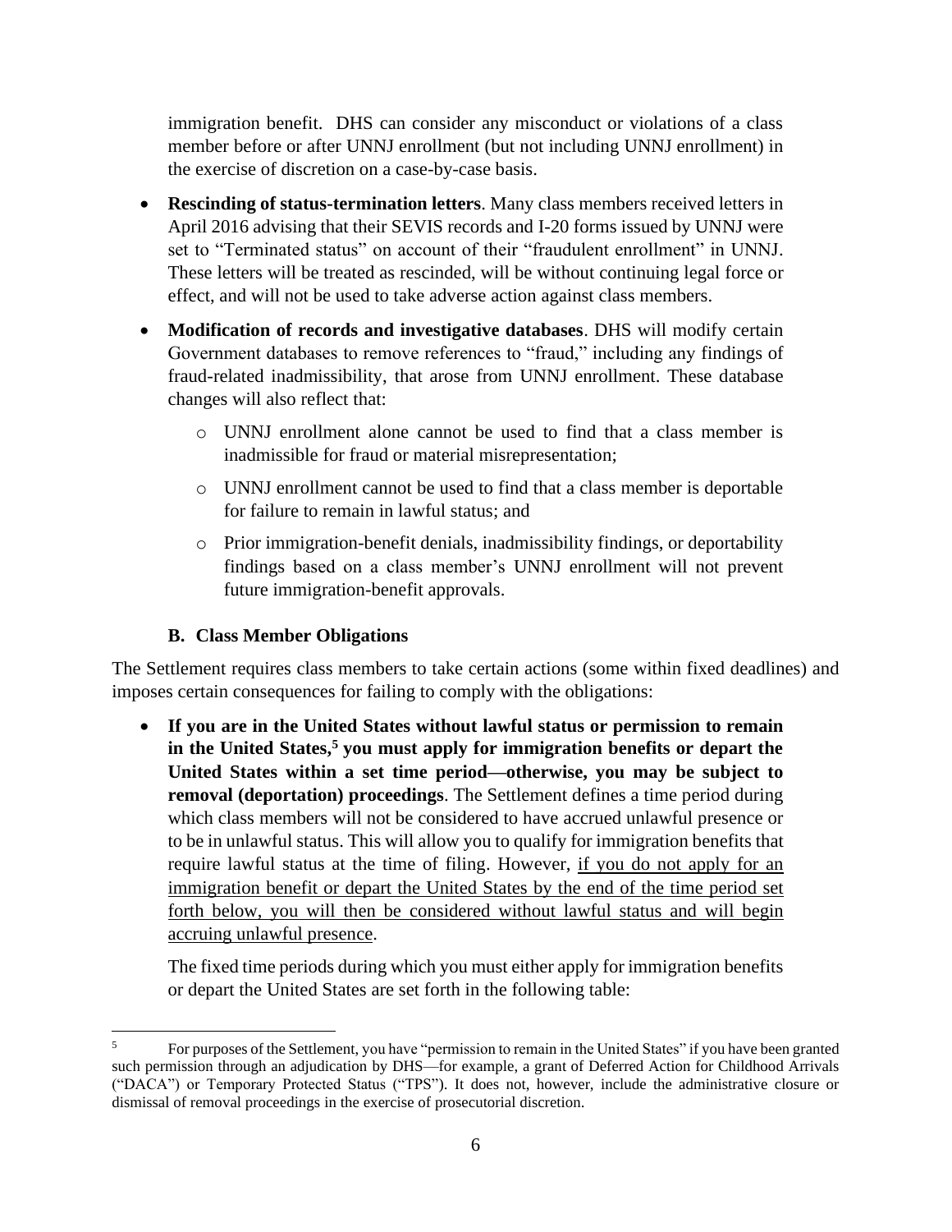immigration benefit. DHS can consider any misconduct or violations of a class member before or after UNNJ enrollment (but not including UNNJ enrollment) in the exercise of discretion on a case-by-case basis.

- **Rescinding of status-termination letters**. Many class members received letters in April 2016 advising that their SEVIS records and I-20 forms issued by UNNJ were set to "Terminated status" on account of their "fraudulent enrollment" in UNNJ. These letters will be treated as rescinded, will be without continuing legal force or effect, and will not be used to take adverse action against class members.

- **Modification of records and investigative databases**. DHS will modify certain Government databases to remove references to "fraud," including any findings of fraud-related inadmissibility, that arose from UNNJ enrollment. These database changes will also reflect that:

  - UNNJ enrollment alone cannot be used to find that a class member is inadmissible for fraud or material misrepresentation;
  - UNNJ enrollment cannot be used to find that a class member is deportable for failure to remain in lawful status; and
  - Prior immigration-benefit denials, inadmissibility findings, or deportability findings based on a class member's UNNJ enrollment will not prevent future immigration-benefit approvals.

### B. Class Member Obligations

The Settlement requires class members to take certain actions (some within fixed deadlines) and imposes certain consequences for failing to comply with the obligations:

- **If you are in the United States without lawful status or permission to remain in the United States,[5] you must apply for immigration benefits or depart the United States within a set time period—otherwise, you may be subject to removal (deportation) proceedings**. The Settlement defines a time period during which class members will not be considered to have accrued unlawful presence or to be in unlawful status. This will allow you to qualify for immigration benefits that require lawful status at the time of filing. However, <u>if you do not apply for an immigration benefit or depart the United States by the end of the time period set forth below, you will then be considered without lawful status and will begin accruing unlawful presence</u>.

  The fixed time periods during which you must either apply for immigration benefits or depart the United States are set forth in the following table:

[5] For purposes of the Settlement, you have "permission to remain in the United States" if you have been granted such permission through an adjudication by DHS—for example, a grant of Deferred Action for Childhood Arrivals ("DACA") or Temporary Protected Status ("TPS"). It does not, however, include the administrative closure or dismissal of removal proceedings in the exercise of prosecutorial discretion.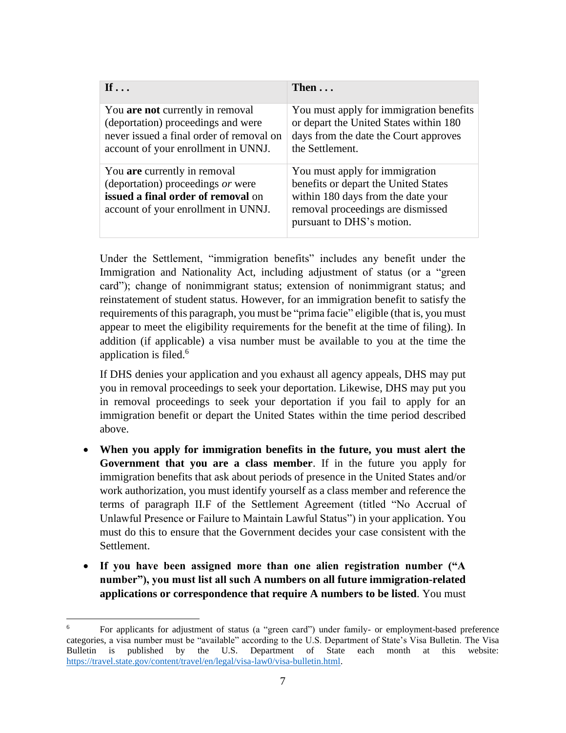| If . . . | Then . . . |
| --- | --- |
| You **are not** currently in removal (deportation) proceedings and were never issued a final order of removal on account of your enrollment in UNNJ. | You must apply for immigration benefits or depart the United States within 180 days from the date the Court approves the Settlement. |
| You **are** currently in removal (deportation) proceedings *or* were **issued a final order of removal** on account of your enrollment in UNNJ. | You must apply for immigration benefits or depart the United States within 180 days from the date your removal proceedings are dismissed pursuant to DHS's motion. |

Under the Settlement, "immigration benefits" includes any benefit under the Immigration and Nationality Act, including adjustment of status (or a "green card"); change of nonimmigrant status; extension of nonimmigrant status; and reinstatement of student status. However, for an immigration benefit to satisfy the requirements of this paragraph, you must be "prima facie" eligible (that is, you must appear to meet the eligibility requirements for the benefit at the time of filing). In addition (if applicable) a visa number must be available to you at the time the application is filed.[6]

If DHS denies your application and you exhaust all agency appeals, DHS may put you in removal proceedings to seek your deportation. Likewise, DHS may put you in removal proceedings to seek your deportation if you fail to apply for an immigration benefit or depart the United States within the time period described above.

- **When you apply for immigration benefits in the future, you must alert the Government that you are a class member**. If in the future you apply for immigration benefits that ask about periods of presence in the United States and/or work authorization, you must identify yourself as a class member and reference the terms of paragraph II.F of the Settlement Agreement (titled "No Accrual of Unlawful Presence or Failure to Maintain Lawful Status") in your application. You must do this to ensure that the Government decides your case consistent with the Settlement.
- **If you have been assigned more than one alien registration number ("A number"), you must list all such A numbers on all future immigration-related applications or correspondence that require A numbers to be listed**. You must

[6] For applicants for adjustment of status (a "green card") under family- or employment-based preference categories, a visa number must be "available" according to the U.S. Department of State's Visa Bulletin. The Visa Bulletin is published by the U.S. Department of State each month at this website: https://travel.state.gov/content/travel/en/legal/visa-law0/visa-bulletin.html.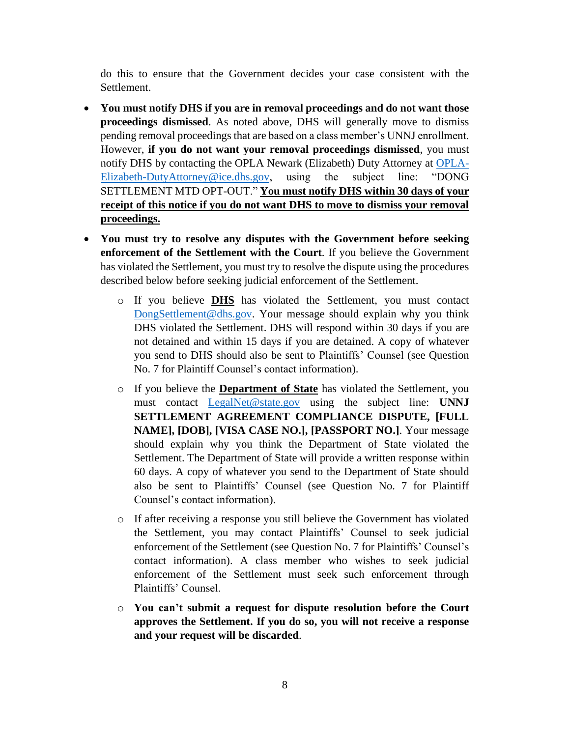do this to ensure that the Government decides your case consistent with the Settlement.

- **You must notify DHS if you are in removal proceedings and do not want those proceedings dismissed**. As noted above, DHS will generally move to dismiss pending removal proceedings that are based on a class member's UNNJ enrollment. However, **if you do not want your removal proceedings dismissed**, you must notify DHS by contacting the OPLA Newark (Elizabeth) Duty Attorney at OPLA-Elizabeth-DutyAttorney@ice.dhs.gov, using the subject line: "DONG SETTLEMENT MTD OPT-OUT." **<u>You must notify DHS within 30 days of your receipt of this notice if you do not want DHS to move to dismiss your removal proceedings.</u>**

- **You must try to resolve any disputes with the Government before seeking enforcement of the Settlement with the Court**. If you believe the Government has violated the Settlement, you must try to resolve the dispute using the procedures described below before seeking judicial enforcement of the Settlement.

  - If you believe **<u>DHS</u>** has violated the Settlement, you must contact DongSettlement@dhs.gov. Your message should explain why you think DHS violated the Settlement. DHS will respond within 30 days if you are not detained and within 15 days if you are detained. A copy of whatever you send to DHS should also be sent to Plaintiffs' Counsel (see Question No. 7 for Plaintiff Counsel's contact information).

  - If you believe the **<u>Department of State</u>** has violated the Settlement, you must contact LegalNet@state.gov using the subject line: **UNNJ SETTLEMENT AGREEMENT COMPLIANCE DISPUTE, [FULL NAME], [DOB], [VISA CASE NO.], [PASSPORT NO.]**. Your message should explain why you think the Department of State violated the Settlement. The Department of State will provide a written response within 60 days. A copy of whatever you send to the Department of State should also be sent to Plaintiffs' Counsel (see Question No. 7 for Plaintiff Counsel's contact information).

  - If after receiving a response you still believe the Government has violated the Settlement, you may contact Plaintiffs' Counsel to seek judicial enforcement of the Settlement (see Question No. 7 for Plaintiffs' Counsel's contact information). A class member who wishes to seek judicial enforcement of the Settlement must seek such enforcement through Plaintiffs' Counsel.

  - **You can't submit a request for dispute resolution before the Court approves the Settlement. If you do so, you will not receive a response and your request will be discarded**.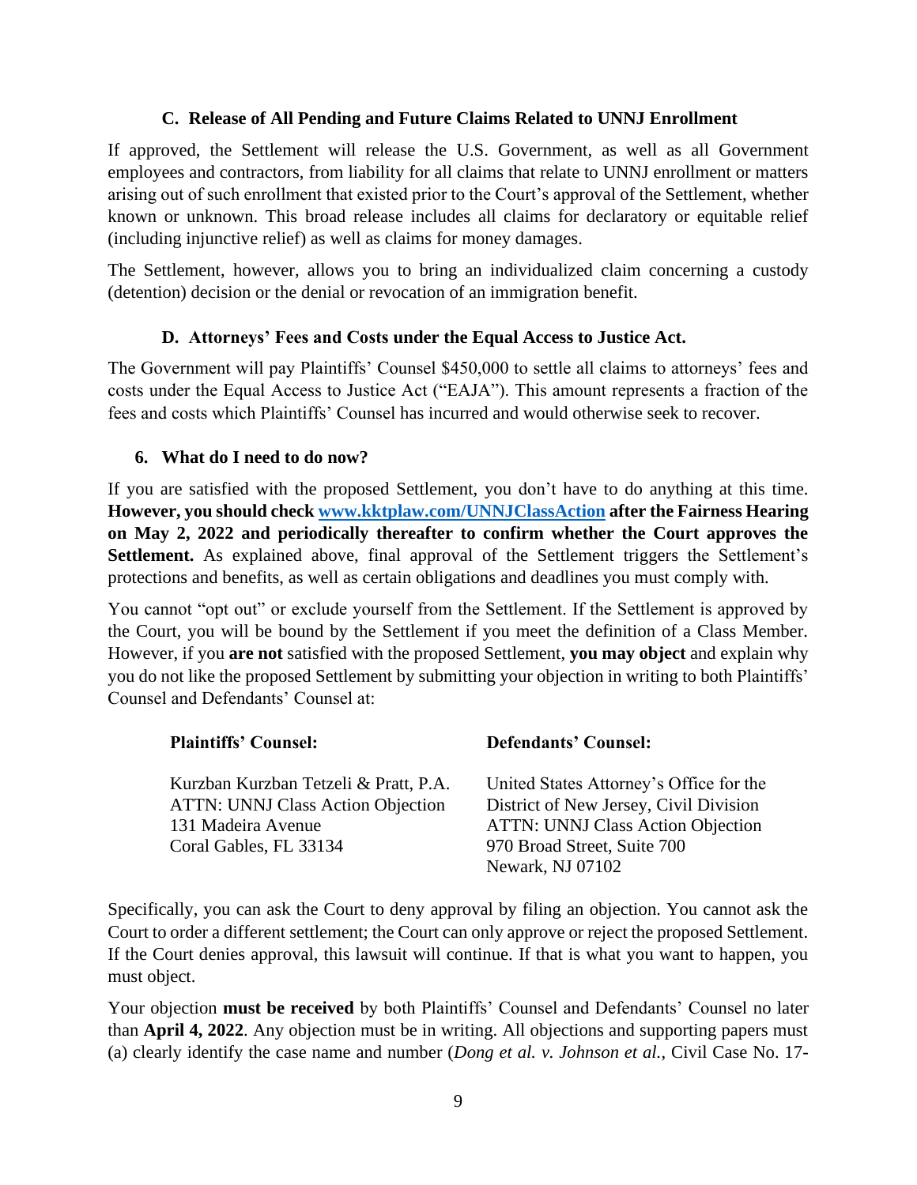### C. Release of All Pending and Future Claims Related to UNNJ Enrollment

If approved, the Settlement will release the U.S. Government, as well as all Government employees and contractors, from liability for all claims that relate to UNNJ enrollment or matters arising out of such enrollment that existed prior to the Court's approval of the Settlement, whether known or unknown. This broad release includes all claims for declaratory or equitable relief (including injunctive relief) as well as claims for money damages.

The Settlement, however, allows you to bring an individualized claim concerning a custody (detention) decision or the denial or revocation of an immigration benefit.

### D. Attorneys' Fees and Costs under the Equal Access to Justice Act.

The Government will pay Plaintiffs' Counsel $450,000 to settle all claims to attorneys' fees and costs under the Equal Access to Justice Act ("EAJA"). This amount represents a fraction of the fees and costs which Plaintiffs' Counsel has incurred and would otherwise seek to recover.

## 6. What do I need to do now?

If you are satisfied with the proposed Settlement, you don't have to do anything at this time. **However, you should check [www.kktplaw.com/UNNJClassAction](http://www.kktplaw.com/UNNJClassAction) after the Fairness Hearing on May 2, 2022 and periodically thereafter to confirm whether the Court approves the Settlement.** As explained above, final approval of the Settlement triggers the Settlement's protections and benefits, as well as certain obligations and deadlines you must comply with.

You cannot "opt out" or exclude yourself from the Settlement. If the Settlement is approved by the Court, you will be bound by the Settlement if you meet the definition of a Class Member. However, if you **are not** satisfied with the proposed Settlement, **you may object** and explain why you do not like the proposed Settlement by submitting your objection in writing to both Plaintiffs' Counsel and Defendants' Counsel at:

**Plaintiffs' Counsel:**

Kurzban Kurzban Tetzeli & Pratt, P.A.
ATTN: UNNJ Class Action Objection
131 Madeira Avenue
Coral Gables, FL 33134

**Defendants' Counsel:**

United States Attorney's Office for the District of New Jersey, Civil Division
ATTN: UNNJ Class Action Objection
970 Broad Street, Suite 700
Newark, NJ 07102

Specifically, you can ask the Court to deny approval by filing an objection. You cannot ask the Court to order a different settlement; the Court can only approve or reject the proposed Settlement. If the Court denies approval, this lawsuit will continue. If that is what you want to happen, you must object.

Your objection **must be received** by both Plaintiffs' Counsel and Defendants' Counsel no later than **April 4, 2022**. Any objection must be in writing. All objections and supporting papers must (a) clearly identify the case name and number (*Dong et al. v. Johnson et al.*, Civil Case No. 17-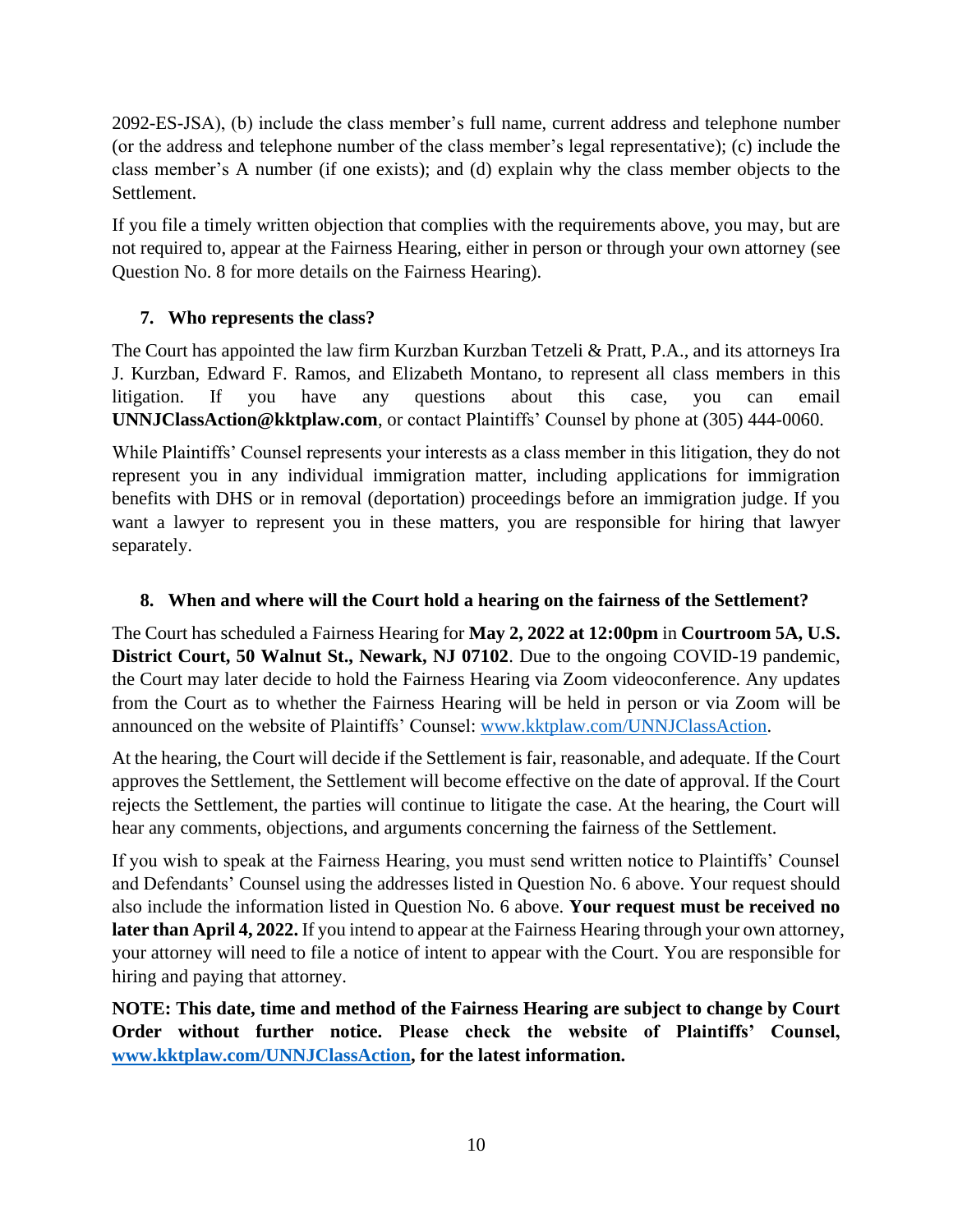2092-ES-JSA), (b) include the class member's full name, current address and telephone number (or the address and telephone number of the class member's legal representative); (c) include the class member's A number (if one exists); and (d) explain why the class member objects to the Settlement.

If you file a timely written objection that complies with the requirements above, you may, but are not required to, appear at the Fairness Hearing, either in person or through your own attorney (see Question No. 8 for more details on the Fairness Hearing).

### 7. Who represents the class?

The Court has appointed the law firm Kurzban Kurzban Tetzeli & Pratt, P.A., and its attorneys Ira J. Kurzban, Edward F. Ramos, and Elizabeth Montano, to represent all class members in this litigation. If you have any questions about this case, you can email **UNNJClassAction@kktplaw.com**, or contact Plaintiffs' Counsel by phone at (305) 444-0060.

While Plaintiffs' Counsel represents your interests as a class member in this litigation, they do not represent you in any individual immigration matter, including applications for immigration benefits with DHS or in removal (deportation) proceedings before an immigration judge. If you want a lawyer to represent you in these matters, you are responsible for hiring that lawyer separately.

### 8. When and where will the Court hold a hearing on the fairness of the Settlement?

The Court has scheduled a Fairness Hearing for **May 2, 2022 at 12:00pm** in **Courtroom 5A, U.S. District Court, 50 Walnut St., Newark, NJ 07102**. Due to the ongoing COVID-19 pandemic, the Court may later decide to hold the Fairness Hearing via Zoom videoconference. Any updates from the Court as to whether the Fairness Hearing will be held in person or via Zoom will be announced on the website of Plaintiffs' Counsel: www.kktplaw.com/UNNJClassAction.

At the hearing, the Court will decide if the Settlement is fair, reasonable, and adequate. If the Court approves the Settlement, the Settlement will become effective on the date of approval. If the Court rejects the Settlement, the parties will continue to litigate the case. At the hearing, the Court will hear any comments, objections, and arguments concerning the fairness of the Settlement.

If you wish to speak at the Fairness Hearing, you must send written notice to Plaintiffs' Counsel and Defendants' Counsel using the addresses listed in Question No. 6 above. Your request should also include the information listed in Question No. 6 above. **Your request must be received no later than April 4, 2022.** If you intend to appear at the Fairness Hearing through your own attorney, your attorney will need to file a notice of intent to appear with the Court. You are responsible for hiring and paying that attorney.

**NOTE: This date, time and method of the Fairness Hearing are subject to change by Court Order without further notice. Please check the website of Plaintiffs' Counsel, www.kktplaw.com/UNNJClassAction, for the latest information.**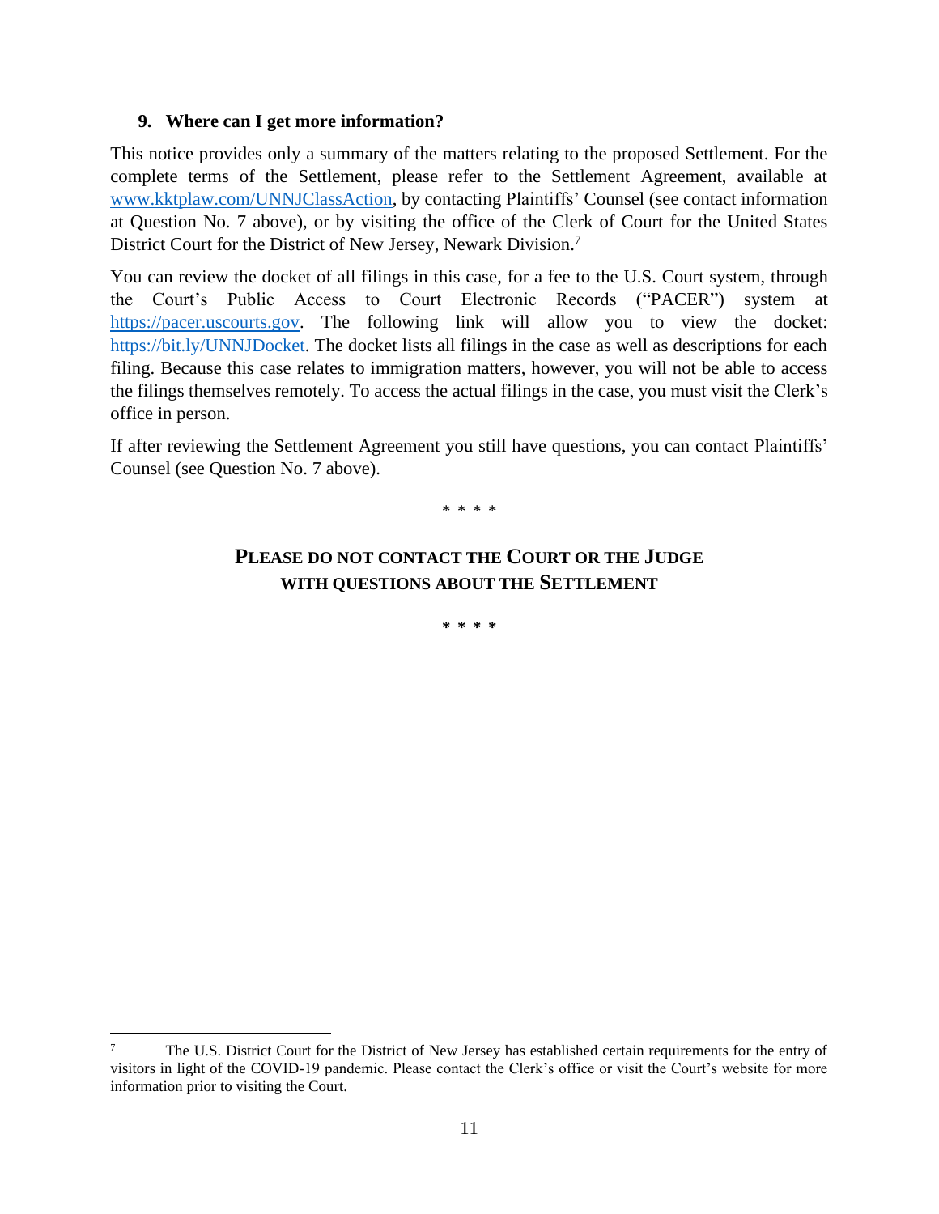### 9. Where can I get more information?

This notice provides only a summary of the matters relating to the proposed Settlement. For the complete terms of the Settlement, please refer to the Settlement Agreement, available at [www.kktplaw.com/UNNJClassAction](www.kktplaw.com/UNNJClassAction), by contacting Plaintiffs' Counsel (see contact information at Question No. 7 above), or by visiting the office of the Clerk of Court for the United States District Court for the District of New Jersey, Newark Division.[7]

You can review the docket of all filings in this case, for a fee to the U.S. Court system, through the Court's Public Access to Court Electronic Records ("PACER") system at [https://pacer.uscourts.gov](https://pacer.uscourts.gov). The following link will allow you to view the docket: [https://bit.ly/UNNJDocket](https://bit.ly/UNNJDocket). The docket lists all filings in the case as well as descriptions for each filing. Because this case relates to immigration matters, however, you will not be able to access the filings themselves remotely. To access the actual filings in the case, you must visit the Clerk's office in person.

If after reviewing the Settlement Agreement you still have questions, you can contact Plaintiffs' Counsel (see Question No. 7 above).

\* \* \* \*

**PLEASE DO NOT CONTACT THE COURT OR THE JUDGE WITH QUESTIONS ABOUT THE SETTLEMENT**

**\* \* \* \***

---

[7] The U.S. District Court for the District of New Jersey has established certain requirements for the entry of visitors in light of the COVID-19 pandemic. Please contact the Clerk's office or visit the Court's website for more information prior to visiting the Court.